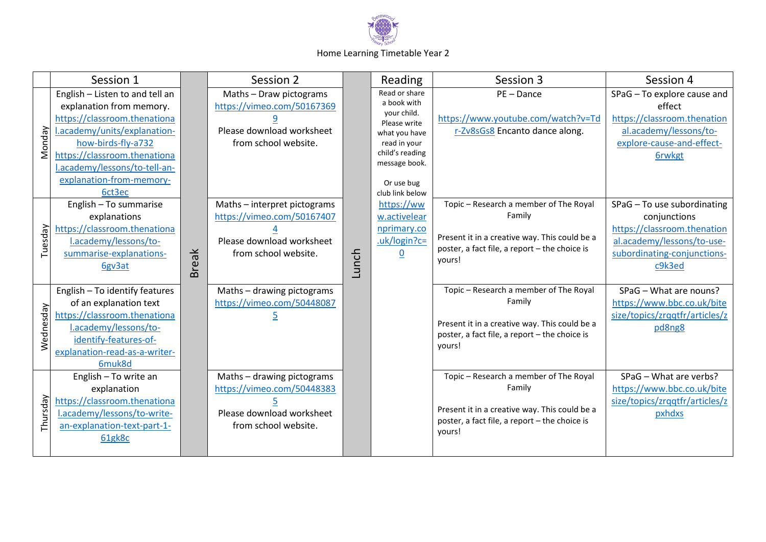Home Learning Timetable Year 2

| | Session 1 | | Session 2 | | Reading | Session 3 | Session 4 |
|---|---|---|---|---|---|---|---|
| Monday | English – Listen to and tell an explanation from memory. https://classroom.thenational.academy/units/explanation-how-birds-fly-a732 https://classroom.thenational.academy/lessons/to-tell-an-explanation-from-memory-6ct3ec | Break | Maths – Draw pictograms https://vimeo.com/501673699 Please download worksheet from school website. | Lunch | Read or share a book with your child. Please write what you have read in your child's reading message book. Or use bug club link below https://www.activelearnprimary.co.uk/login?c=0 | PE – Dance https://www.youtube.com/watch?v=Tdr-Zv8sGs8 Encanto dance along. | SPaG – To explore cause and effect https://classroom.thenational.academy/lessons/to-explore-cause-and-effect-6rwkgt |
| Tuesday | English – To summarise explanations https://classroom.thenational.academy/lessons/to-summarise-explanations-6gv3at | | Maths – interpret pictograms https://vimeo.com/501674074 Please download worksheet from school website. | | | Topic – Research a member of The Royal Family. Present it in a creative way. This could be a poster, a fact file, a report – the choice is yours! | SPaG – To use subordinating conjunctions https://classroom.thenational.academy/lessons/to-use-subordinating-conjunctions-c9k3ed |
| Wednesday | English – To identify features of an explanation text https://classroom.thenational.academy/lessons/to-identify-features-of-explanation-read-as-a-writer-6muk8d | | Maths – drawing pictograms https://vimeo.com/504480875 | | | Topic – Research a member of The Royal Family. Present it in a creative way. This could be a poster, a fact file, a report – the choice is yours! | SPaG – What are nouns? https://www.bbc.co.uk/bitesize/topics/zrqqtfr/articles/zpd8ng8 |
| Thursday | English – To write an explanation https://classroom.thenational.academy/lessons/to-write-an-explanation-text-part-1-61gk8c | | Maths – drawing pictograms https://vimeo.com/504483835 Please download worksheet from school website. | | | Topic – Research a member of The Royal Family. Present it in a creative way. This could be a poster, a fact file, a report – the choice is yours! | SPaG – What are verbs? https://www.bbc.co.uk/bitesize/topics/zrqqtfr/articles/zpxhdxs |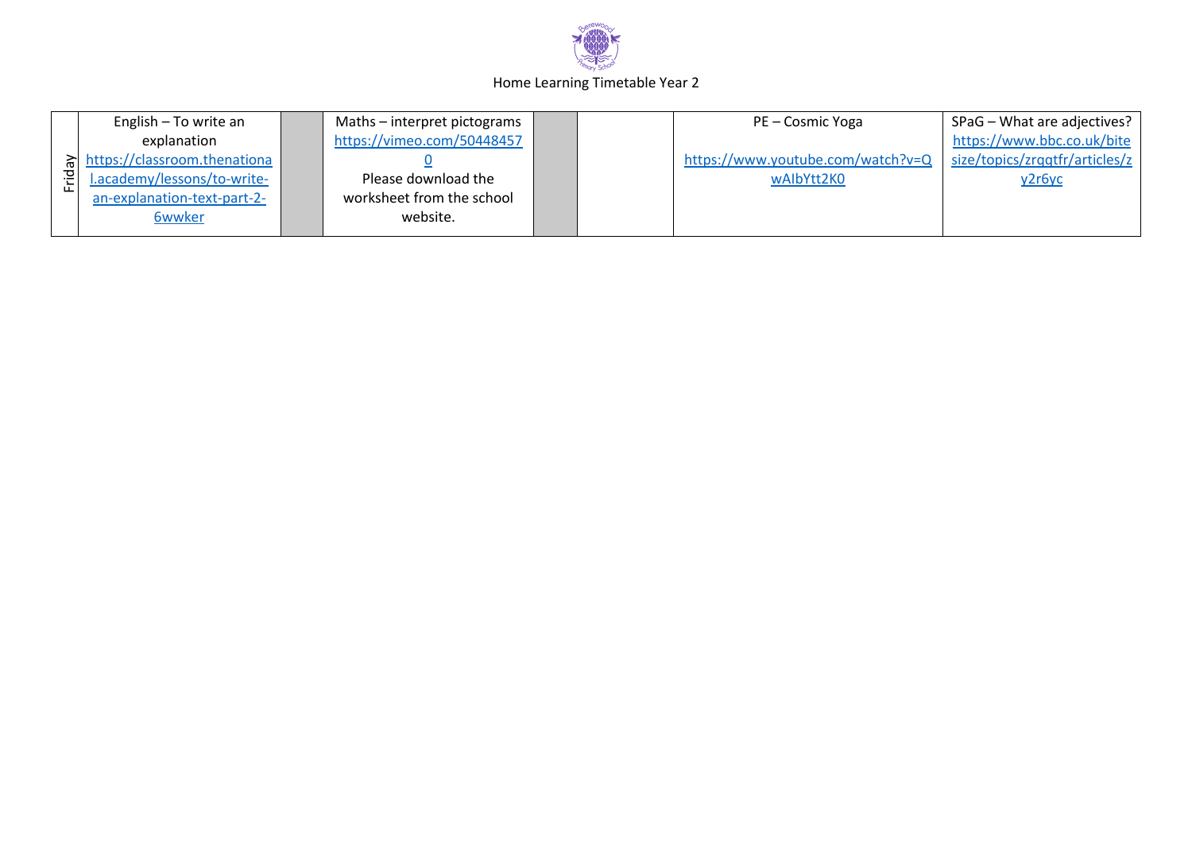Home Learning Timetable Year 2

| | | | | | | | |
|---|---|---|---|---|---|---|---|
| Friday | English – To write an explanation https://classroom.thenational.academy/lessons/to-write-an-explanation-text-part-2-6wwker | | Maths – interpret pictograms https://vimeo.com/504484570 Please download the worksheet from the school website. | | | PE – Cosmic Yoga https://www.youtube.com/watch?v=QwAIbYtt2K0 | SPaG – What are adjectives? https://www.bbc.co.uk/bitesize/topics/zrqqtfr/articles/zy2r6yc |